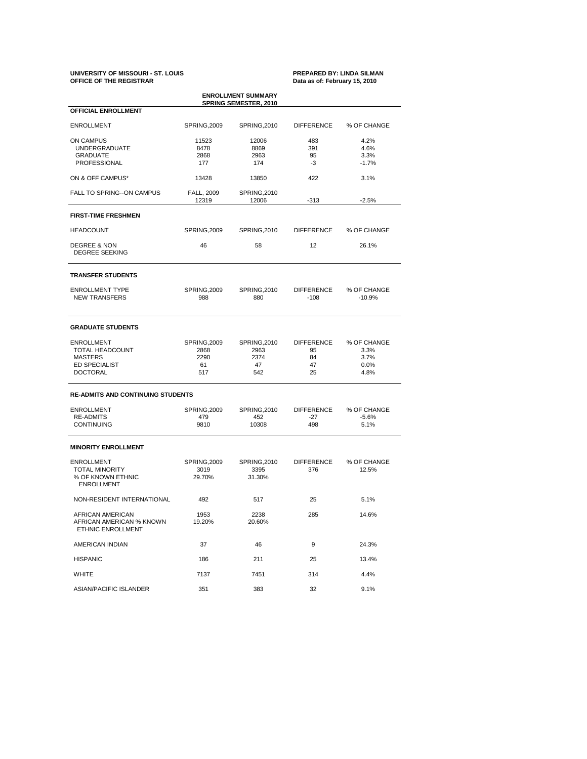**UNIVERSITY OF MISSOURI - ST. LOUIS**
**OFFICE OF THE REGISTRAR**

**PREPARED BY: LINDA SILMAN**
**Data as of: February 15, 2010**

## ENROLLMENT SUMMARY
## SPRING SEMESTER, 2010

### OFFICIAL ENROLLMENT

| ENROLLMENT | SPRING,2009 | SPRING,2010 | DIFFERENCE | % OF CHANGE |
|---|---|---|---|---|
| ON CAMPUS | 11523 | 12006 | 483 | 4.2% |
| UNDERGRADUATE | 8478 | 8869 | 391 | 4.6% |
| GRADUATE | 2868 | 2963 | 95 | 3.3% |
| PROFESSIONAL | 177 | 174 | -3 | -1.7% |
| ON & OFF CAMPUS* | 13428 | 13850 | 422 | 3.1% |
| FALL TO SPRING--ON CAMPUS | FALL, 2009 | SPRING,2010 | | |
| | 12319 | 12006 | -313 | -2.5% |

### FIRST-TIME FRESHMEN

| HEADCOUNT | SPRING,2009 | SPRING,2010 | DIFFERENCE | % OF CHANGE |
|---|---|---|---|---|
| DEGREE & NON DEGREE SEEKING | 46 | 58 | 12 | 26.1% |

### TRANSFER STUDENTS

| ENROLLMENT TYPE | SPRING,2009 | SPRING,2010 | DIFFERENCE | % OF CHANGE |
|---|---|---|---|---|
| NEW TRANSFERS | 988 | 880 | -108 | -10.9% |

### GRADUATE STUDENTS

| ENROLLMENT | SPRING,2009 | SPRING,2010 | DIFFERENCE | % OF CHANGE |
|---|---|---|---|---|
| TOTAL HEADCOUNT | 2868 | 2963 | 95 | 3.3% |
| MASTERS | 2290 | 2374 | 84 | 3.7% |
| ED SPECIALIST | 61 | 47 | 47 | 0.0% |
| DOCTORAL | 517 | 542 | 25 | 4.8% |

### RE-ADMITS AND CONTINUING STUDENTS

| ENROLLMENT | SPRING,2009 | SPRING,2010 | DIFFERENCE | % OF CHANGE |
|---|---|---|---|---|
| RE-ADMITS | 479 | 452 | -27 | -5.6% |
| CONTINUING | 9810 | 10308 | 498 | 5.1% |

### MINORITY ENROLLMENT

| ENROLLMENT | SPRING,2009 | SPRING,2010 | DIFFERENCE | % OF CHANGE |
|---|---|---|---|---|
| TOTAL MINORITY | 3019 | 3395 | 376 | 12.5% |
| % OF KNOWN ETHNIC ENROLLMENT | 29.70% | 31.30% | | |
| NON-RESIDENT INTERNATIONAL | 492 | 517 | 25 | 5.1% |
| AFRICAN AMERICAN | 1953 | 2238 | 285 | 14.6% |
| AFRICAN AMERICAN % KNOWN ETHNIC ENROLLMENT | 19.20% | 20.60% | | |
| AMERICAN INDIAN | 37 | 46 | 9 | 24.3% |
| HISPANIC | 186 | 211 | 25 | 13.4% |
| WHITE | 7137 | 7451 | 314 | 4.4% |
| ASIAN/PACIFIC ISLANDER | 351 | 383 | 32 | 9.1% |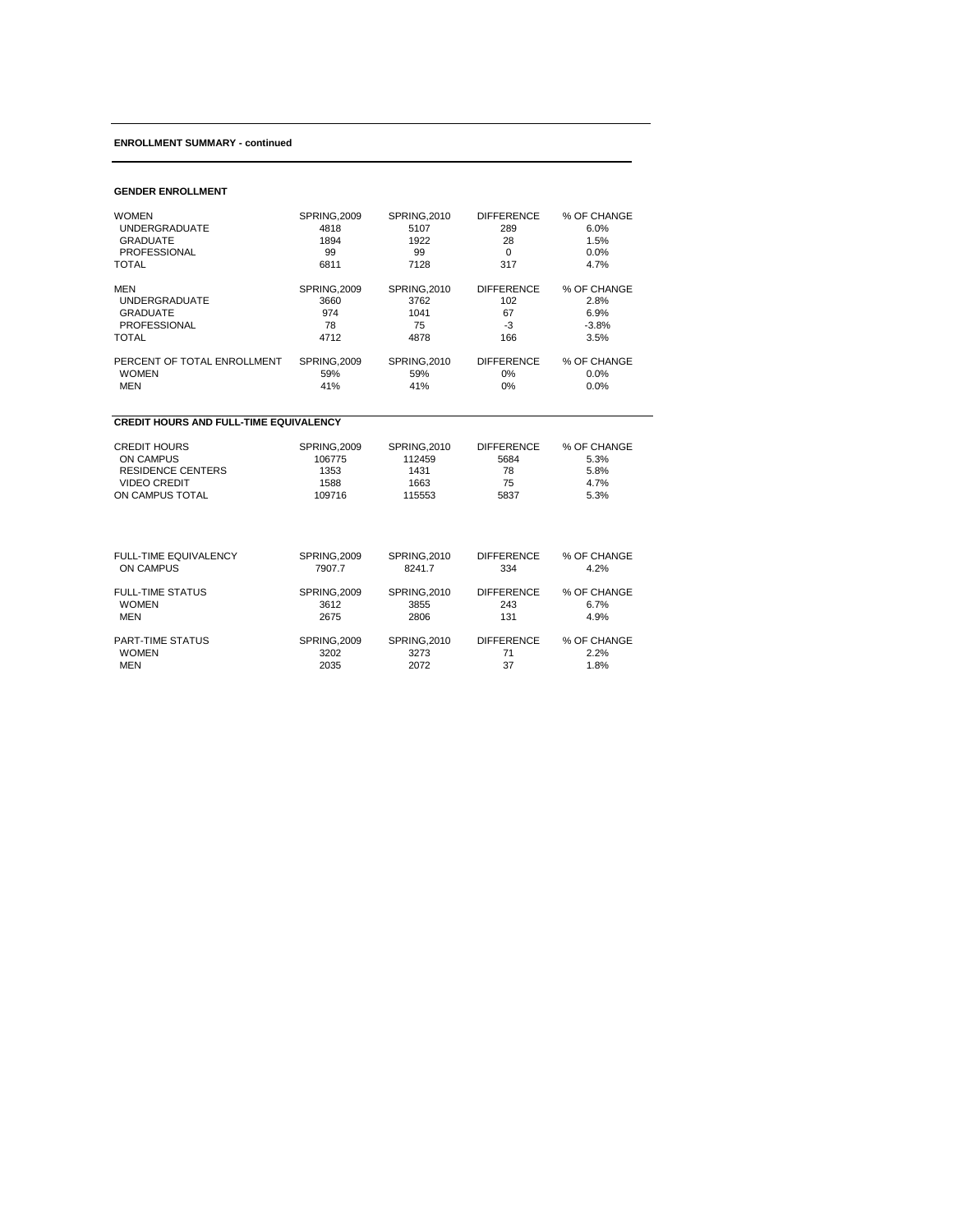**ENROLLMENT SUMMARY - continued**

**GENDER ENROLLMENT**

| WOMEN | SPRING,2009 | SPRING,2010 | DIFFERENCE | % OF CHANGE |
|---|---|---|---|---|
| UNDERGRADUATE | 4818 | 5107 | 289 | 6.0% |
| GRADUATE | 1894 | 1922 | 28 | 1.5% |
| PROFESSIONAL | 99 | 99 | 0 | 0.0% |
| TOTAL | 6811 | 7128 | 317 | 4.7% |

| MEN | SPRING,2009 | SPRING,2010 | DIFFERENCE | % OF CHANGE |
|---|---|---|---|---|
| UNDERGRADUATE | 3660 | 3762 | 102 | 2.8% |
| GRADUATE | 974 | 1041 | 67 | 6.9% |
| PROFESSIONAL | 78 | 75 | -3 | -3.8% |
| TOTAL | 4712 | 4878 | 166 | 3.5% |

| PERCENT OF TOTAL ENROLLMENT | SPRING,2009 | SPRING,2010 | DIFFERENCE | % OF CHANGE |
|---|---|---|---|---|
| WOMEN | 59% | 59% | 0% | 0.0% |
| MEN | 41% | 41% | 0% | 0.0% |

**CREDIT HOURS AND FULL-TIME EQUIVALENCY**

| CREDIT HOURS | SPRING,2009 | SPRING,2010 | DIFFERENCE | % OF CHANGE |
|---|---|---|---|---|
| ON CAMPUS | 106775 | 112459 | 5684 | 5.3% |
| RESIDENCE CENTERS | 1353 | 1431 | 78 | 5.8% |
| VIDEO CREDIT | 1588 | 1663 | 75 | 4.7% |
| ON CAMPUS TOTAL | 109716 | 115553 | 5837 | 5.3% |

| FULL-TIME EQUIVALENCY | SPRING,2009 | SPRING,2010 | DIFFERENCE | % OF CHANGE |
|---|---|---|---|---|
| ON CAMPUS | 7907.7 | 8241.7 | 334 | 4.2% |

| FULL-TIME STATUS | SPRING,2009 | SPRING,2010 | DIFFERENCE | % OF CHANGE |
|---|---|---|---|---|
| WOMEN | 3612 | 3855 | 243 | 6.7% |
| MEN | 2675 | 2806 | 131 | 4.9% |

| PART-TIME STATUS | SPRING,2009 | SPRING,2010 | DIFFERENCE | % OF CHANGE |
|---|---|---|---|---|
| WOMEN | 3202 | 3273 | 71 | 2.2% |
| MEN | 2035 | 2072 | 37 | 1.8% |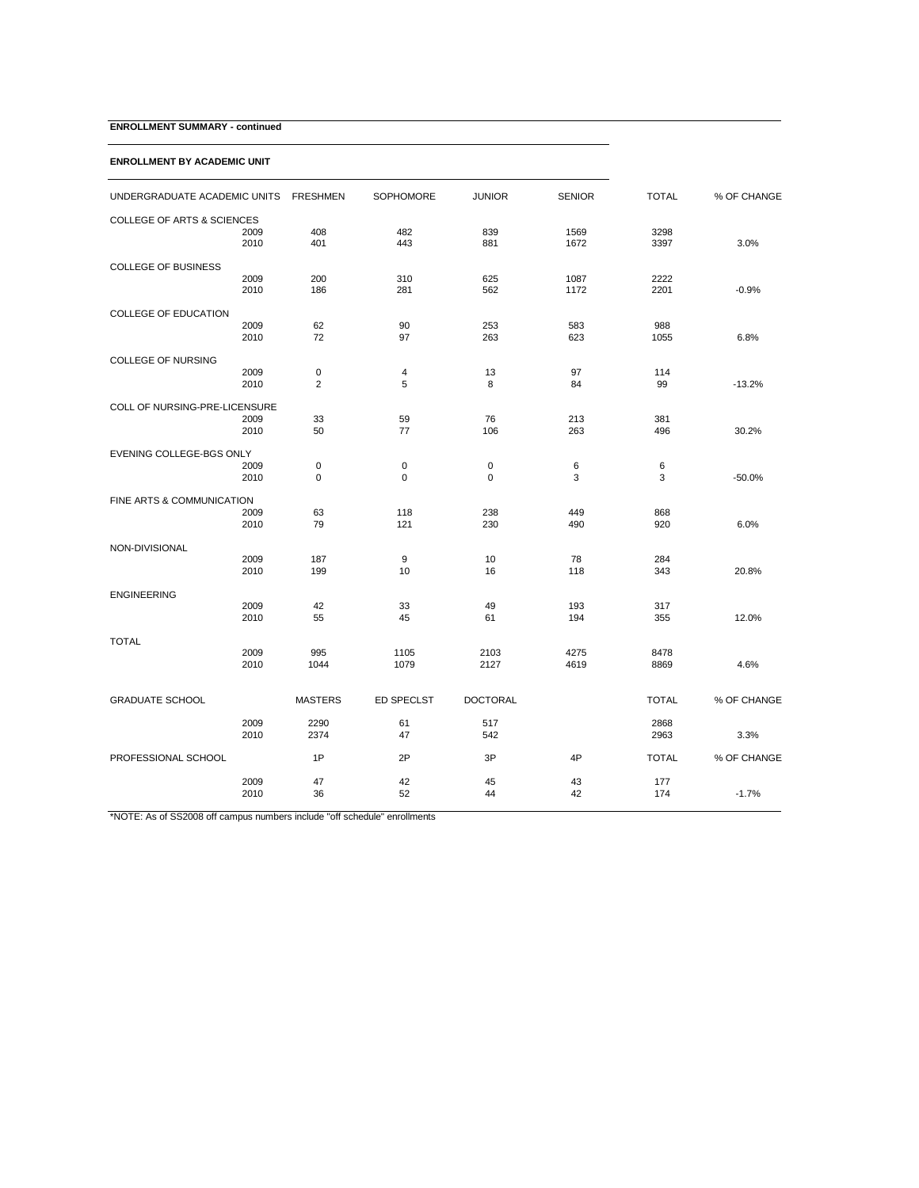**ENROLLMENT SUMMARY - continued**

**ENROLLMENT BY ACADEMIC UNIT**

| UNDERGRADUATE ACADEMIC UNITS | | FRESHMEN | SOPHOMORE | JUNIOR | SENIOR | TOTAL | % OF CHANGE |
|---|---|---|---|---|---|---|---|
| COLLEGE OF ARTS & SCIENCES | | | | | | | |
| | 2009 | 408 | 482 | 839 | 1569 | 3298 | |
| | 2010 | 401 | 443 | 881 | 1672 | 3397 | 3.0% |
| COLLEGE OF BUSINESS | | | | | | | |
| | 2009 | 200 | 310 | 625 | 1087 | 2222 | |
| | 2010 | 186 | 281 | 562 | 1172 | 2201 | -0.9% |
| COLLEGE OF EDUCATION | | | | | | | |
| | 2009 | 62 | 90 | 253 | 583 | 988 | |
| | 2010 | 72 | 97 | 263 | 623 | 1055 | 6.8% |
| COLLEGE OF NURSING | | | | | | | |
| | 2009 | 0 | 4 | 13 | 97 | 114 | |
| | 2010 | 2 | 5 | 8 | 84 | 99 | -13.2% |
| COLL OF NURSING-PRE-LICENSURE | | | | | | | |
| | 2009 | 33 | 59 | 76 | 213 | 381 | |
| | 2010 | 50 | 77 | 106 | 263 | 496 | 30.2% |
| EVENING COLLEGE-BGS ONLY | | | | | | | |
| | 2009 | 0 | 0 | 0 | 6 | 6 | |
| | 2010 | 0 | 0 | 0 | 3 | 3 | -50.0% |
| FINE ARTS & COMMUNICATION | | | | | | | |
| | 2009 | 63 | 118 | 238 | 449 | 868 | |
| | 2010 | 79 | 121 | 230 | 490 | 920 | 6.0% |
| NON-DIVISIONAL | | | | | | | |
| | 2009 | 187 | 9 | 10 | 78 | 284 | |
| | 2010 | 199 | 10 | 16 | 118 | 343 | 20.8% |
| ENGINEERING | | | | | | | |
| | 2009 | 42 | 33 | 49 | 193 | 317 | |
| | 2010 | 55 | 45 | 61 | 194 | 355 | 12.0% |
| TOTAL | | | | | | | |
| | 2009 | 995 | 1105 | 2103 | 4275 | 8478 | |
| | 2010 | 1044 | 1079 | 2127 | 4619 | 8869 | 4.6% |

| GRADUATE SCHOOL | | MASTERS | ED SPECLST | DOCTORAL | | TOTAL | % OF CHANGE |
|---|---|---|---|---|---|---|---|
| | 2009 | 2290 | 61 | 517 | | 2868 | |
| | 2010 | 2374 | 47 | 542 | | 2963 | 3.3% |

| PROFESSIONAL SCHOOL | | 1P | 2P | 3P | 4P | TOTAL | % OF CHANGE |
|---|---|---|---|---|---|---|---|
| | 2009 | 47 | 42 | 45 | 43 | 177 | |
| | 2010 | 36 | 52 | 44 | 42 | 174 | -1.7% |

*NOTE: As of SS2008 off campus numbers include "off schedule" enrollments